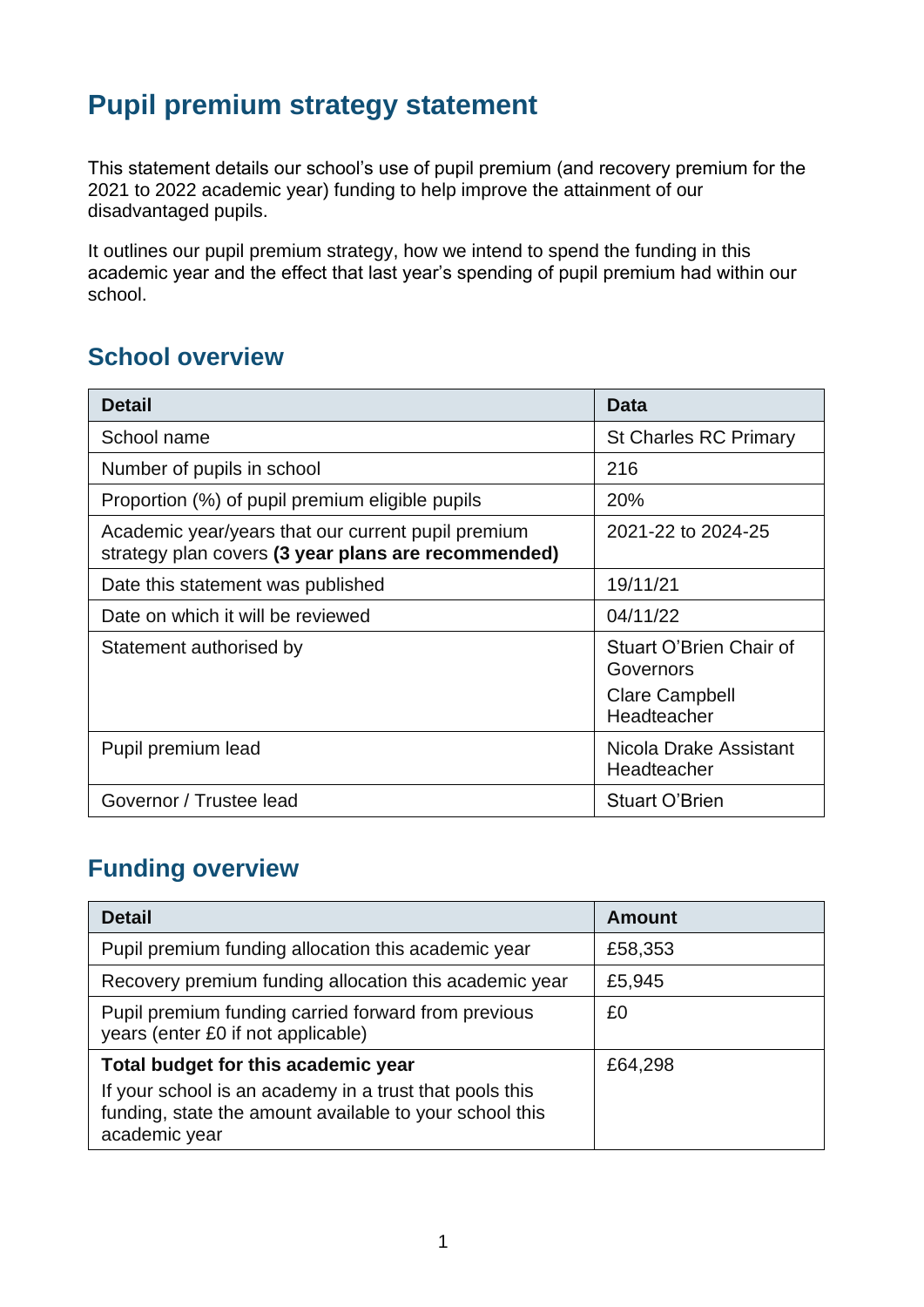# Pupil premium strategy statement

This statement details our school's use of pupil premium (and recovery premium for the 2021 to 2022 academic year) funding to help improve the attainment of our disadvantaged pupils.

It outlines our pupil premium strategy, how we intend to spend the funding in this academic year and the effect that last year's spending of pupil premium had within our school.

## School overview

| Detail | Data |
|---|---|
| School name | St Charles RC Primary |
| Number of pupils in school | 216 |
| Proportion (%) of pupil premium eligible pupils | 20% |
| Academic year/years that our current pupil premium strategy plan covers **(3 year plans are recommended)** | 2021-22 to 2024-25 |
| Date this statement was published | 19/11/21 |
| Date on which it will be reviewed | 04/11/22 |
| Statement authorised by | Stuart O'Brien Chair of Governors<br>Clare Campbell Headteacher |
| Pupil premium lead | Nicola Drake Assistant Headteacher |
| Governor / Trustee lead | Stuart O'Brien |

## Funding overview

| Detail | Amount |
|---|---|
| Pupil premium funding allocation this academic year | £58,353 |
| Recovery premium funding allocation this academic year | £5,945 |
| Pupil premium funding carried forward from previous years (enter £0 if not applicable) | £0 |
| **Total budget for this academic year**<br>If your school is an academy in a trust that pools this funding, state the amount available to your school this academic year | £64,298 |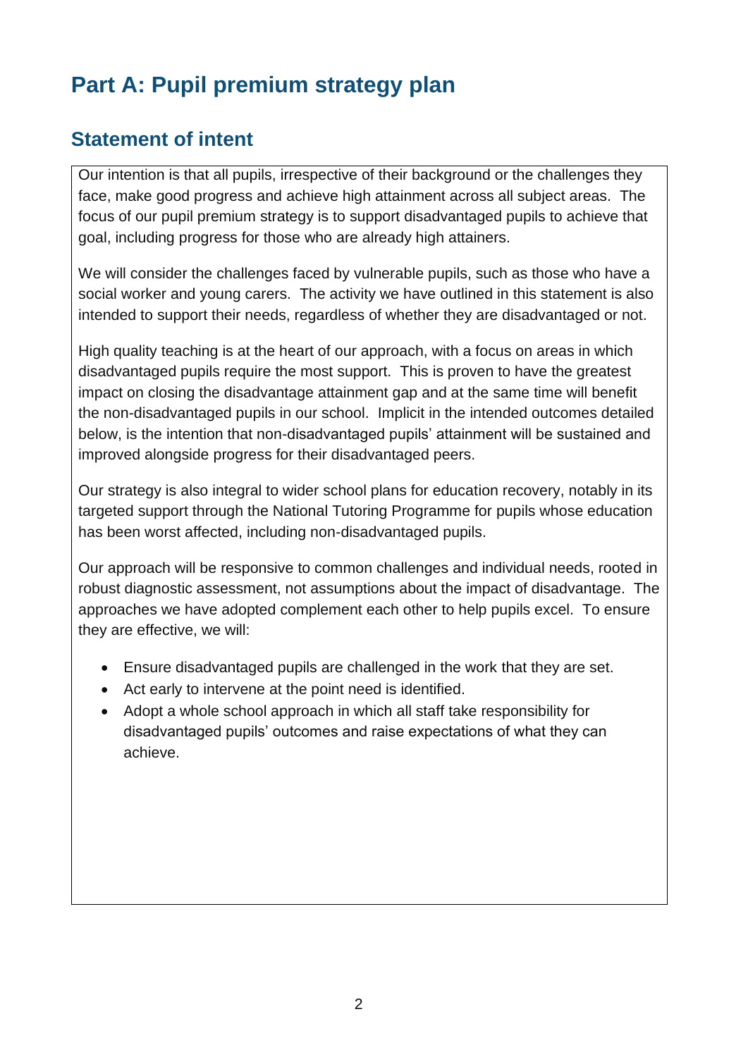# Part A: Pupil premium strategy plan

## Statement of intent

Our intention is that all pupils, irrespective of their background or the challenges they face, make good progress and achieve high attainment across all subject areas. The focus of our pupil premium strategy is to support disadvantaged pupils to achieve that goal, including progress for those who are already high attainers.

We will consider the challenges faced by vulnerable pupils, such as those who have a social worker and young carers. The activity we have outlined in this statement is also intended to support their needs, regardless of whether they are disadvantaged or not.

High quality teaching is at the heart of our approach, with a focus on areas in which disadvantaged pupils require the most support. This is proven to have the greatest impact on closing the disadvantage attainment gap and at the same time will benefit the non-disadvantaged pupils in our school. Implicit in the intended outcomes detailed below, is the intention that non-disadvantaged pupils' attainment will be sustained and improved alongside progress for their disadvantaged peers.

Our strategy is also integral to wider school plans for education recovery, notably in its targeted support through the National Tutoring Programme for pupils whose education has been worst affected, including non-disadvantaged pupils.

Our approach will be responsive to common challenges and individual needs, rooted in robust diagnostic assessment, not assumptions about the impact of disadvantage. The approaches we have adopted complement each other to help pupils excel. To ensure they are effective, we will:

- Ensure disadvantaged pupils are challenged in the work that they are set.
- Act early to intervene at the point need is identified.
- Adopt a whole school approach in which all staff take responsibility for disadvantaged pupils' outcomes and raise expectations of what they can achieve.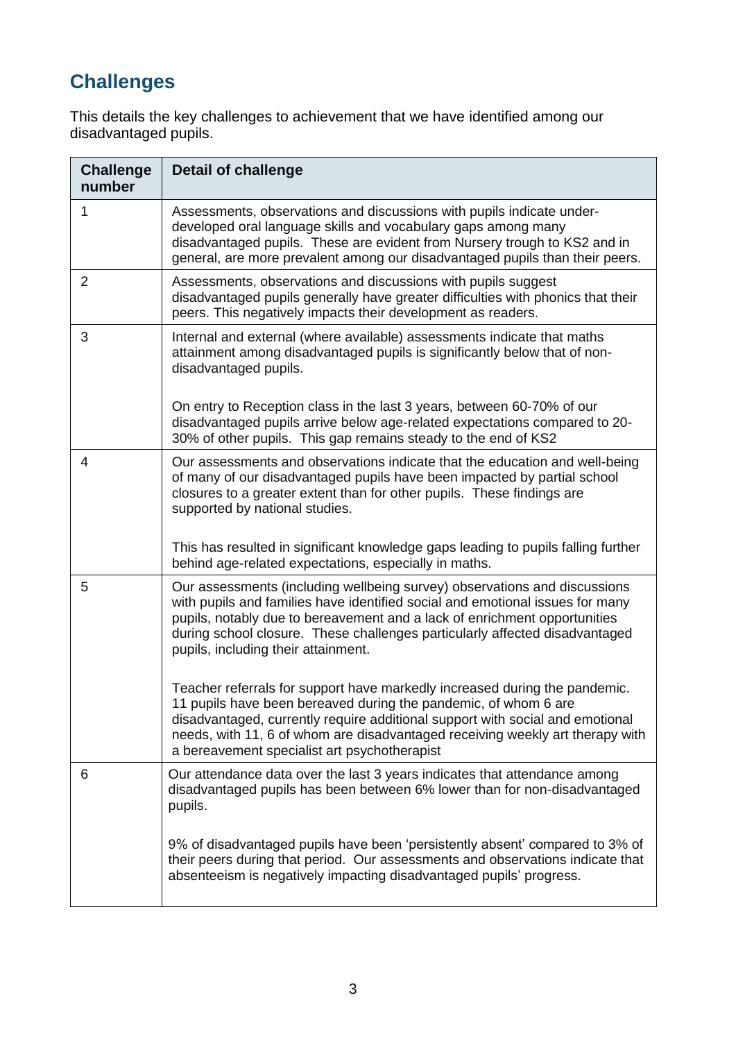## Challenges

This details the key challenges to achievement that we have identified among our disadvantaged pupils.

| Challenge number | Detail of challenge |
|---|---|
| 1 | Assessments, observations and discussions with pupils indicate under-developed oral language skills and vocabulary gaps among many disadvantaged pupils. These are evident from Nursery trough to KS2 and in general, are more prevalent among our disadvantaged pupils than their peers. |
| 2 | Assessments, observations and discussions with pupils suggest disadvantaged pupils generally have greater difficulties with phonics that their peers. This negatively impacts their development as readers. |
| 3 | Internal and external (where available) assessments indicate that maths attainment among disadvantaged pupils is significantly below that of non-disadvantaged pupils.<br><br>On entry to Reception class in the last 3 years, between 60-70% of our disadvantaged pupils arrive below age-related expectations compared to 20-30% of other pupils. This gap remains steady to the end of KS2 |
| 4 | Our assessments and observations indicate that the education and well-being of many of our disadvantaged pupils have been impacted by partial school closures to a greater extent than for other pupils. These findings are supported by national studies.<br><br>This has resulted in significant knowledge gaps leading to pupils falling further behind age-related expectations, especially in maths. |
| 5 | Our assessments (including wellbeing survey) observations and discussions with pupils and families have identified social and emotional issues for many pupils, notably due to bereavement and a lack of enrichment opportunities during school closure. These challenges particularly affected disadvantaged pupils, including their attainment.<br><br>Teacher referrals for support have markedly increased during the pandemic. 11 pupils have been bereaved during the pandemic, of whom 6 are disadvantaged, currently require additional support with social and emotional needs, with 11, 6 of whom are disadvantaged receiving weekly art therapy with a bereavement specialist art psychotherapist |
| 6 | Our attendance data over the last 3 years indicates that attendance among disadvantaged pupils has been between 6% lower than for non-disadvantaged pupils.<br><br>9% of disadvantaged pupils have been 'persistently absent' compared to 3% of their peers during that period. Our assessments and observations indicate that absenteeism is negatively impacting disadvantaged pupils' progress. |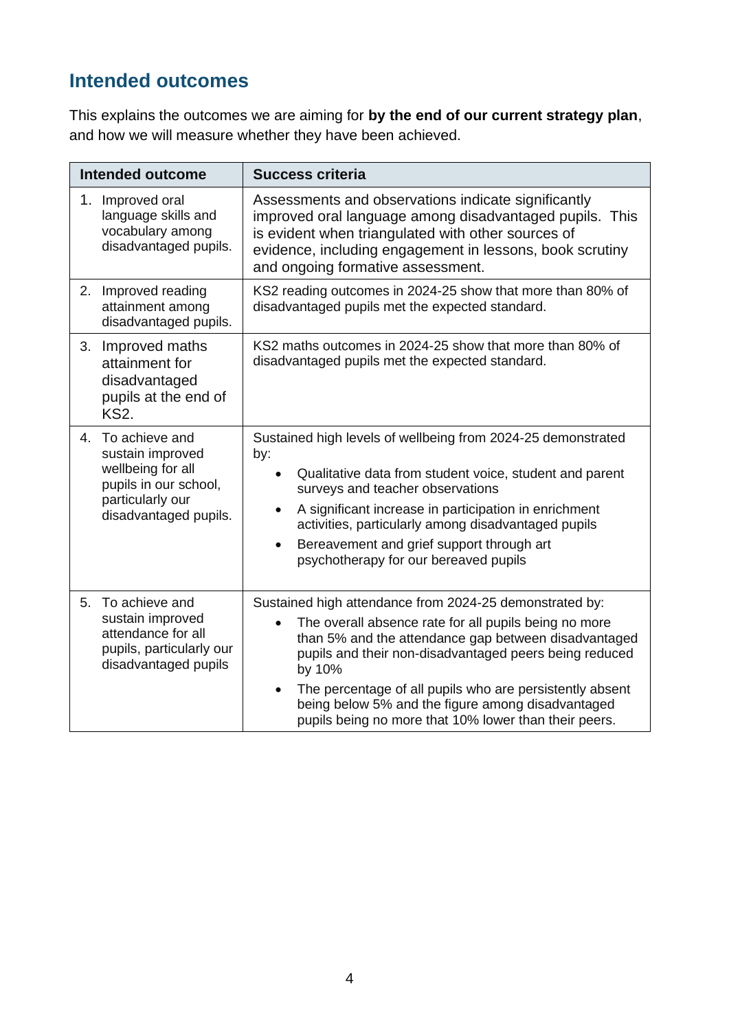## Intended outcomes

This explains the outcomes we are aiming for **by the end of our current strategy plan**, and how we will measure whether they have been achieved.

| Intended outcome | Success criteria |
|---|---|
| 1. Improved oral language skills and vocabulary among disadvantaged pupils. | Assessments and observations indicate significantly improved oral language among disadvantaged pupils. This is evident when triangulated with other sources of evidence, including engagement in lessons, book scrutiny and ongoing formative assessment. |
| 2. Improved reading attainment among disadvantaged pupils. | KS2 reading outcomes in 2024-25 show that more than 80% of disadvantaged pupils met the expected standard. |
| 3. Improved maths attainment for disadvantaged pupils at the end of KS2. | KS2 maths outcomes in 2024-25 show that more than 80% of disadvantaged pupils met the expected standard. |
| 4. To achieve and sustain improved wellbeing for all pupils in our school, particularly our disadvantaged pupils. | Sustained high levels of wellbeing from 2024-25 demonstrated by:<br>• Qualitative data from student voice, student and parent surveys and teacher observations<br>• A significant increase in participation in enrichment activities, particularly among disadvantaged pupils<br>• Bereavement and grief support through art psychotherapy for our bereaved pupils |
| 5. To achieve and sustain improved attendance for all pupils, particularly our disadvantaged pupils | Sustained high attendance from 2024-25 demonstrated by:<br>• The overall absence rate for all pupils being no more than 5% and the attendance gap between disadvantaged pupils and their non-disadvantaged peers being reduced by 10%<br>• The percentage of all pupils who are persistently absent being below 5% and the figure among disadvantaged pupils being no more that 10% lower than their peers. |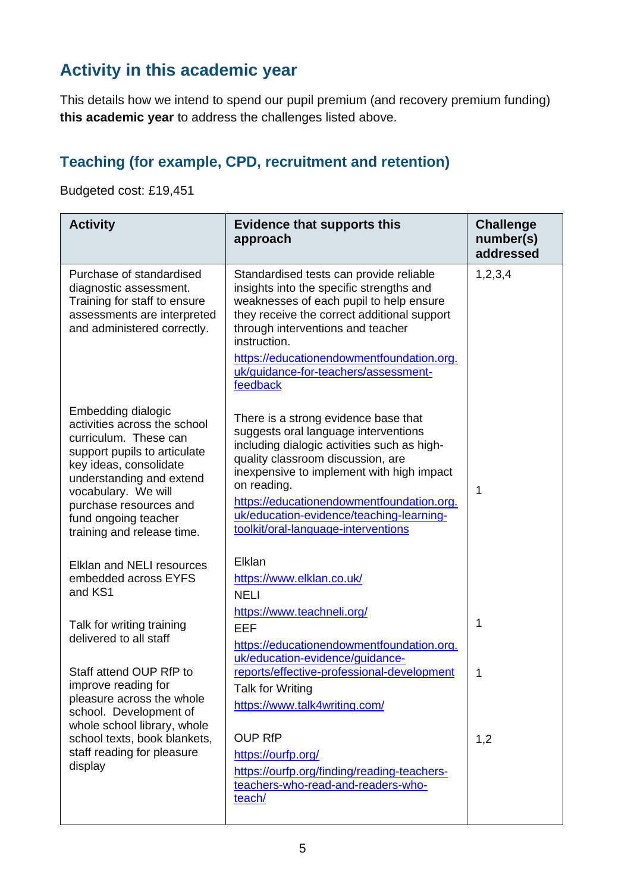## Activity in this academic year

This details how we intend to spend our pupil premium (and recovery premium funding) **this academic year** to address the challenges listed above.

### Teaching (for example, CPD, recruitment and retention)

Budgeted cost: £19,451

| Activity | Evidence that supports this approach | Challenge number(s) addressed |
|---|---|---|
| Purchase of standardised diagnostic assessment. Training for staff to ensure assessments are interpreted and administered correctly. | Standardised tests can provide reliable insights into the specific strengths and weaknesses of each pupil to help ensure they receive the correct additional support through interventions and teacher instruction. https://educationendowmentfoundation.org.uk/guidance-for-teachers/assessment-feedback | 1,2,3,4 |
| Embedding dialogic activities across the school curriculum. These can support pupils to articulate key ideas, consolidate understanding and extend vocabulary. We will purchase resources and fund ongoing teacher training and release time. | There is a strong evidence base that suggests oral language interventions including dialogic activities such as high-quality classroom discussion, are inexpensive to implement with high impact on reading. https://educationendowmentfoundation.org.uk/education-evidence/teaching-learning-toolkit/oral-language-interventions | 1 |
| Elklan and NELI resources embedded across EYFS and KS1 | Elklan https://www.elklan.co.uk/ NELI https://www.teachneli.org/ | 1 |
| Talk for writing training delivered to all staff | EEF https://educationendowmentfoundation.org.uk/education-evidence/guidance-reports/effective-professional-development Talk for Writing https://www.talk4writing.com/ | 1 |
| Staff attend OUP RfP to improve reading for pleasure across the whole school. Development of whole school library, whole school texts, book blankets, staff reading for pleasure display | OUP RfP https://ourfp.org/ https://ourfp.org/finding/reading-teachers-teachers-who-read-and-readers-who-teach/ | 1,2 |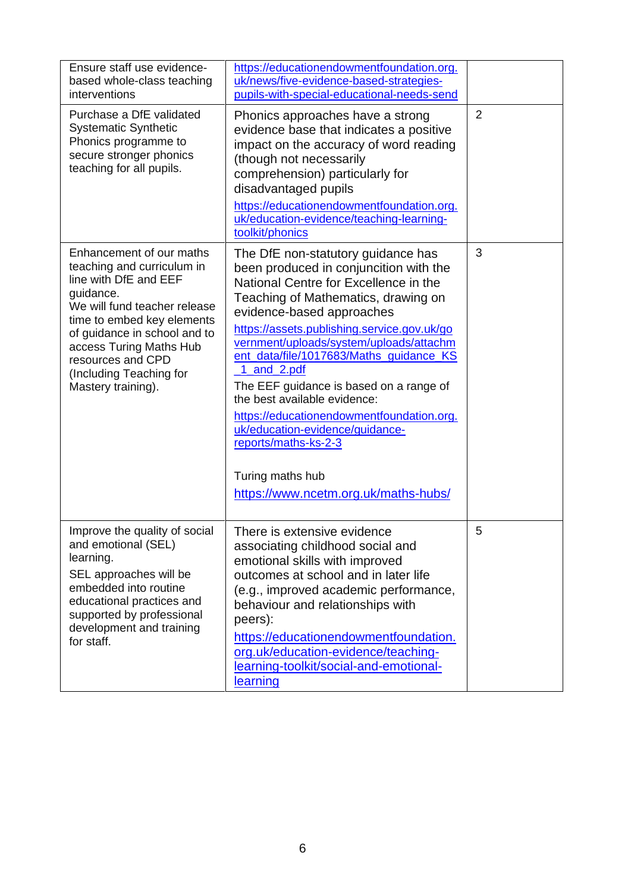| | | |
|---|---|---|
| Ensure staff use evidence-based whole-class teaching interventions | https://educationendowmentfoundation.org.uk/news/five-evidence-based-strategies-pupils-with-special-educational-needs-send | |
| Purchase a DfE validated Systematic Synthetic Phonics programme to secure stronger phonics teaching for all pupils. | Phonics approaches have a strong evidence base that indicates a positive impact on the accuracy of word reading (though not necessarily comprehension) particularly for disadvantaged pupils<br>https://educationendowmentfoundation.org.uk/education-evidence/teaching-learning-toolkit/phonics | 2 |
| Enhancement of our maths teaching and curriculum in line with DfE and EEF guidance.<br>We will fund teacher release time to embed key elements of guidance in school and to access Turing Maths Hub resources and CPD (Including Teaching for Mastery training). | The DfE non-statutory guidance has been produced in conjunction with the National Centre for Excellence in the Teaching of Mathematics, drawing on evidence-based approaches<br>https://assets.publishing.service.gov.uk/government/uploads/system/uploads/attachment_data/file/1017683/Maths_guidance_KS_1_and_2.pdf<br>The EEF guidance is based on a range of the best available evidence:<br>https://educationendowmentfoundation.org.uk/education-evidence/guidance-reports/maths-ks-2-3<br><br>Turing maths hub<br>https://www.ncetm.org.uk/maths-hubs/ | 3 |
| Improve the quality of social and emotional (SEL) learning.<br>SEL approaches will be embedded into routine educational practices and supported by professional development and training for staff. | There is extensive evidence associating childhood social and emotional skills with improved outcomes at school and in later life (e.g., improved academic performance, behaviour and relationships with peers):<br>https://educationendowmentfoundation.org.uk/education-evidence/teaching-learning-toolkit/social-and-emotional-learning | 5 |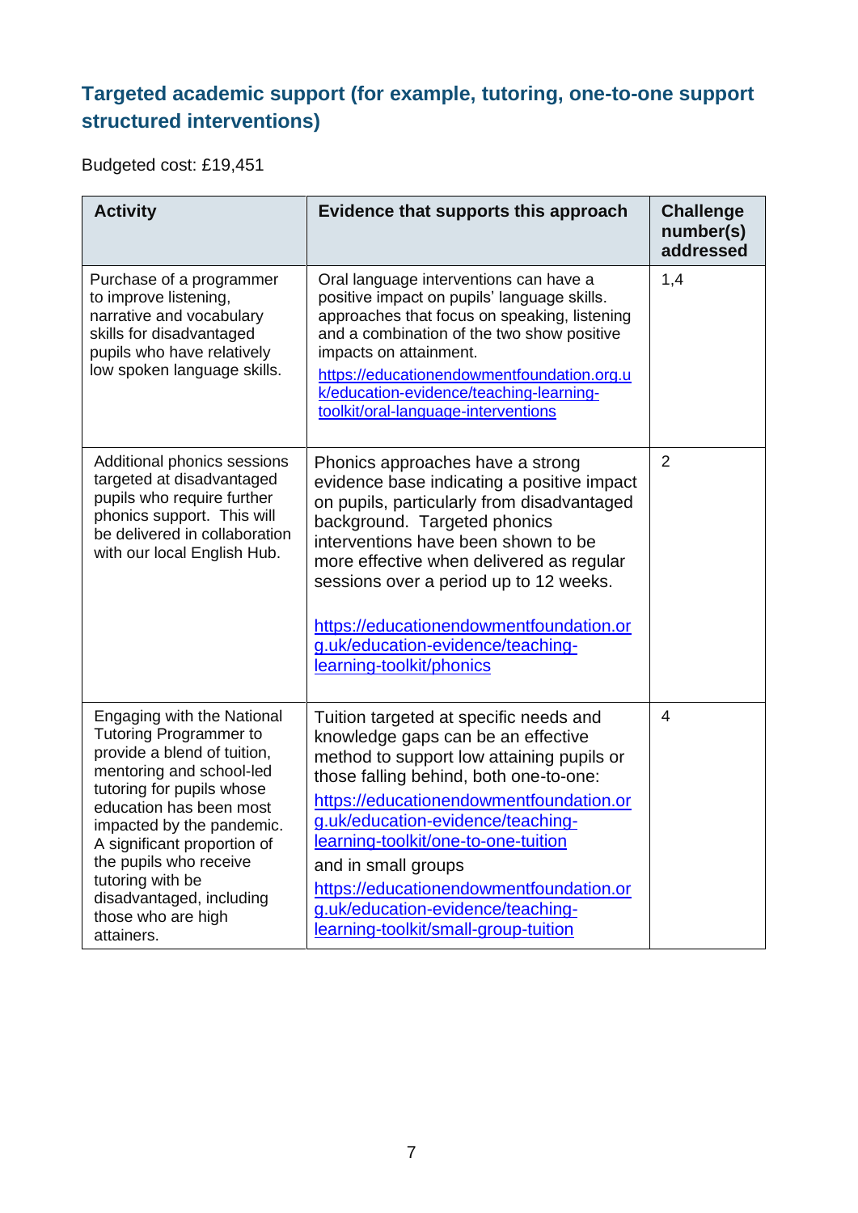## Targeted academic support (for example, tutoring, one-to-one support structured interventions)

Budgeted cost: £19,451

| Activity | Evidence that supports this approach | Challenge number(s) addressed |
|---|---|---|
| Purchase of a programmer to improve listening, narrative and vocabulary skills for disadvantaged pupils who have relatively low spoken language skills. | Oral language interventions can have a positive impact on pupils' language skills. approaches that focus on speaking, listening and a combination of the two show positive impacts on attainment. https://educationendowmentfoundation.org.uk/education-evidence/teaching-learning-toolkit/oral-language-interventions | 1,4 |
| Additional phonics sessions targeted at disadvantaged pupils who require further phonics support. This will be delivered in collaboration with our local English Hub. | Phonics approaches have a strong evidence base indicating a positive impact on pupils, particularly from disadvantaged background. Targeted phonics interventions have been shown to be more effective when delivered as regular sessions over a period up to 12 weeks. https://educationendowmentfoundation.org.uk/education-evidence/teaching-learning-toolkit/phonics | 2 |
| Engaging with the National Tutoring Programmer to provide a blend of tuition, mentoring and school-led tutoring for pupils whose education has been most impacted by the pandemic. A significant proportion of the pupils who receive tutoring with be disadvantaged, including those who are high attainers. | Tuition targeted at specific needs and knowledge gaps can be an effective method to support low attaining pupils or those falling behind, both one-to-one: https://educationendowmentfoundation.org.uk/education-evidence/teaching-learning-toolkit/one-to-one-tuition and in small groups https://educationendowmentfoundation.org.uk/education-evidence/teaching-learning-toolkit/small-group-tuition | 4 |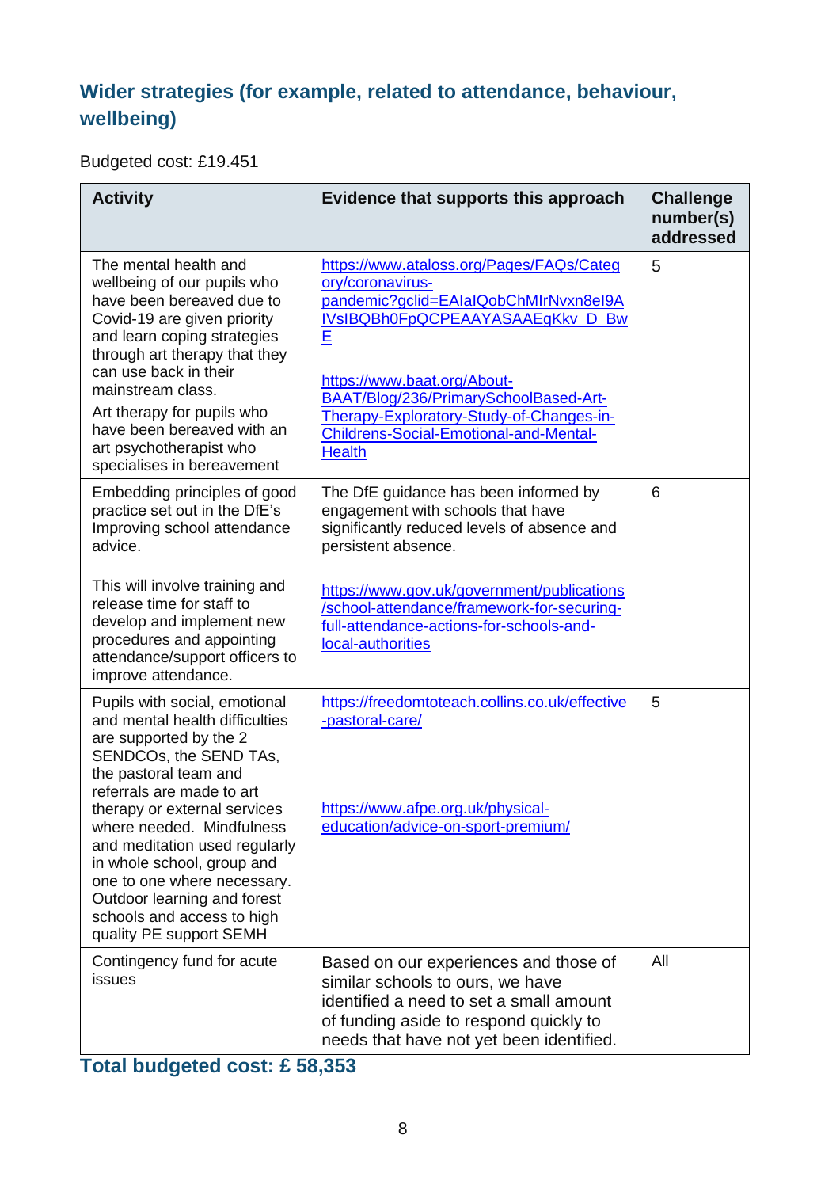## Wider strategies (for example, related to attendance, behaviour, wellbeing)

Budgeted cost: £19.451

| Activity | Evidence that supports this approach | Challenge number(s) addressed |
|---|---|---|
| The mental health and wellbeing of our pupils who have been bereaved due to Covid-19 are given priority and learn coping strategies through art therapy that they can use back in their mainstream class.<br><br>Art therapy for pupils who have been bereaved with an art psychotherapist who specialises in bereavement | https://www.ataloss.org/Pages/FAQs/Category/coronavirus-pandemic?gclid=EAIaIQobChMIrNvxn8eI9AIVsIBQBh0FpQCPEAAYASAAEgKkv_D_BwE<br><br>https://www.baat.org/About-BAAT/Blog/236/PrimarySchoolBased-Art-Therapy-Exploratory-Study-of-Changes-in-Childrens-Social-Emotional-and-Mental-Health | 5 |
| Embedding principles of good practice set out in the DfE's Improving school attendance advice.<br><br>This will involve training and release time for staff to develop and implement new procedures and appointing attendance/support officers to improve attendance. | The DfE guidance has been informed by engagement with schools that have significantly reduced levels of absence and persistent absence.<br><br>https://www.gov.uk/government/publications/school-attendance/framework-for-securing-full-attendance-actions-for-schools-and-local-authorities | 6 |
| Pupils with social, emotional and mental health difficulties are supported by the 2 SENDCOs, the SEND TAs, the pastoral team and referrals are made to art therapy or external services where needed. Mindfulness and meditation used regularly in whole school, group and one to one where necessary. Outdoor learning and forest schools and access to high quality PE support SEMH | https://freedomtoteach.collins.co.uk/effective-pastoral-care/<br><br>https://www.afpe.org.uk/physical-education/advice-on-sport-premium/ | 5 |
| Contingency fund for acute issues | Based on our experiences and those of similar schools to ours, we have identified a need to set a small amount of funding aside to respond quickly to needs that have not yet been identified. | All |

## Total budgeted cost: £ 58,353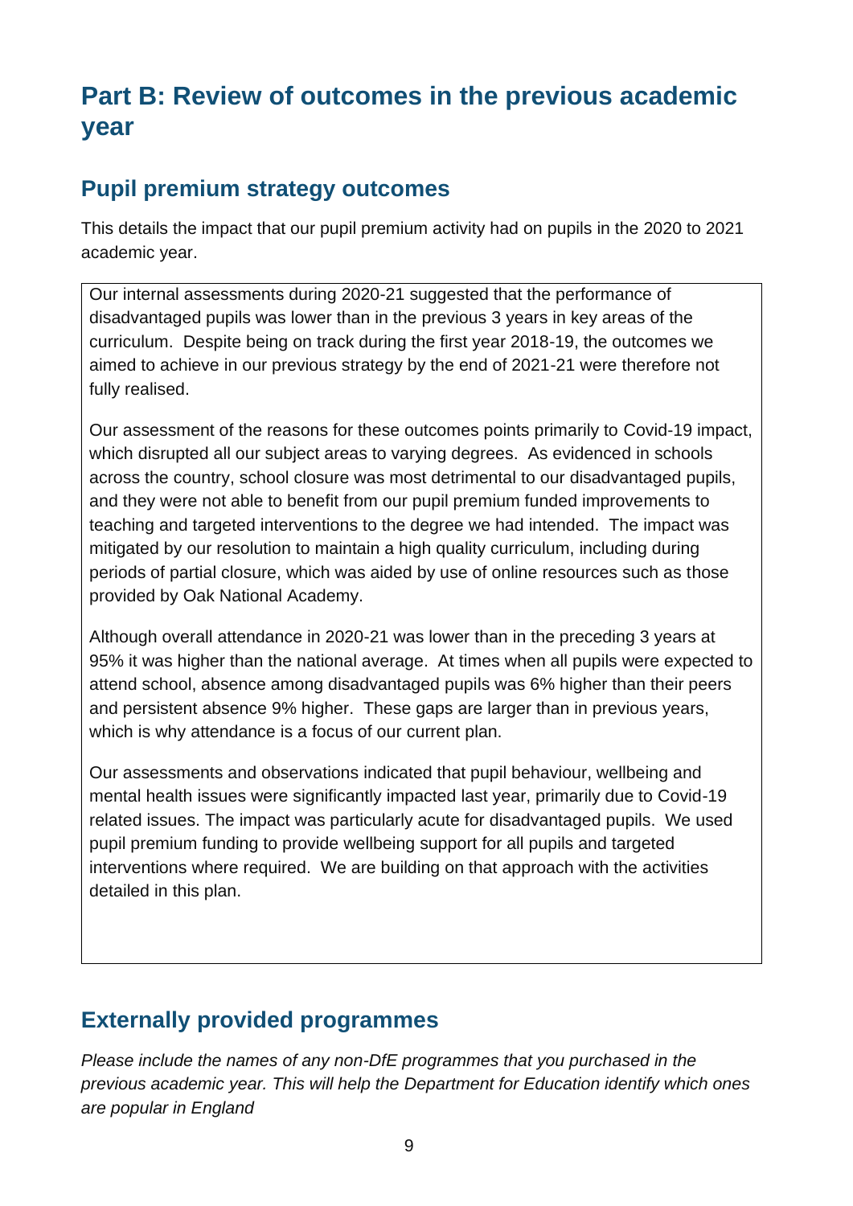# Part B: Review of outcomes in the previous academic year

## Pupil premium strategy outcomes

This details the impact that our pupil premium activity had on pupils in the 2020 to 2021 academic year.

Our internal assessments during 2020-21 suggested that the performance of disadvantaged pupils was lower than in the previous 3 years in key areas of the curriculum. Despite being on track during the first year 2018-19, the outcomes we aimed to achieve in our previous strategy by the end of 2021-21 were therefore not fully realised.

Our assessment of the reasons for these outcomes points primarily to Covid-19 impact, which disrupted all our subject areas to varying degrees. As evidenced in schools across the country, school closure was most detrimental to our disadvantaged pupils, and they were not able to benefit from our pupil premium funded improvements to teaching and targeted interventions to the degree we had intended. The impact was mitigated by our resolution to maintain a high quality curriculum, including during periods of partial closure, which was aided by use of online resources such as those provided by Oak National Academy.

Although overall attendance in 2020-21 was lower than in the preceding 3 years at 95% it was higher than the national average. At times when all pupils were expected to attend school, absence among disadvantaged pupils was 6% higher than their peers and persistent absence 9% higher. These gaps are larger than in previous years, which is why attendance is a focus of our current plan.

Our assessments and observations indicated that pupil behaviour, wellbeing and mental health issues were significantly impacted last year, primarily due to Covid-19 related issues. The impact was particularly acute for disadvantaged pupils. We used pupil premium funding to provide wellbeing support for all pupils and targeted interventions where required. We are building on that approach with the activities detailed in this plan.

## Externally provided programmes

*Please include the names of any non-DfE programmes that you purchased in the previous academic year. This will help the Department for Education identify which ones are popular in England*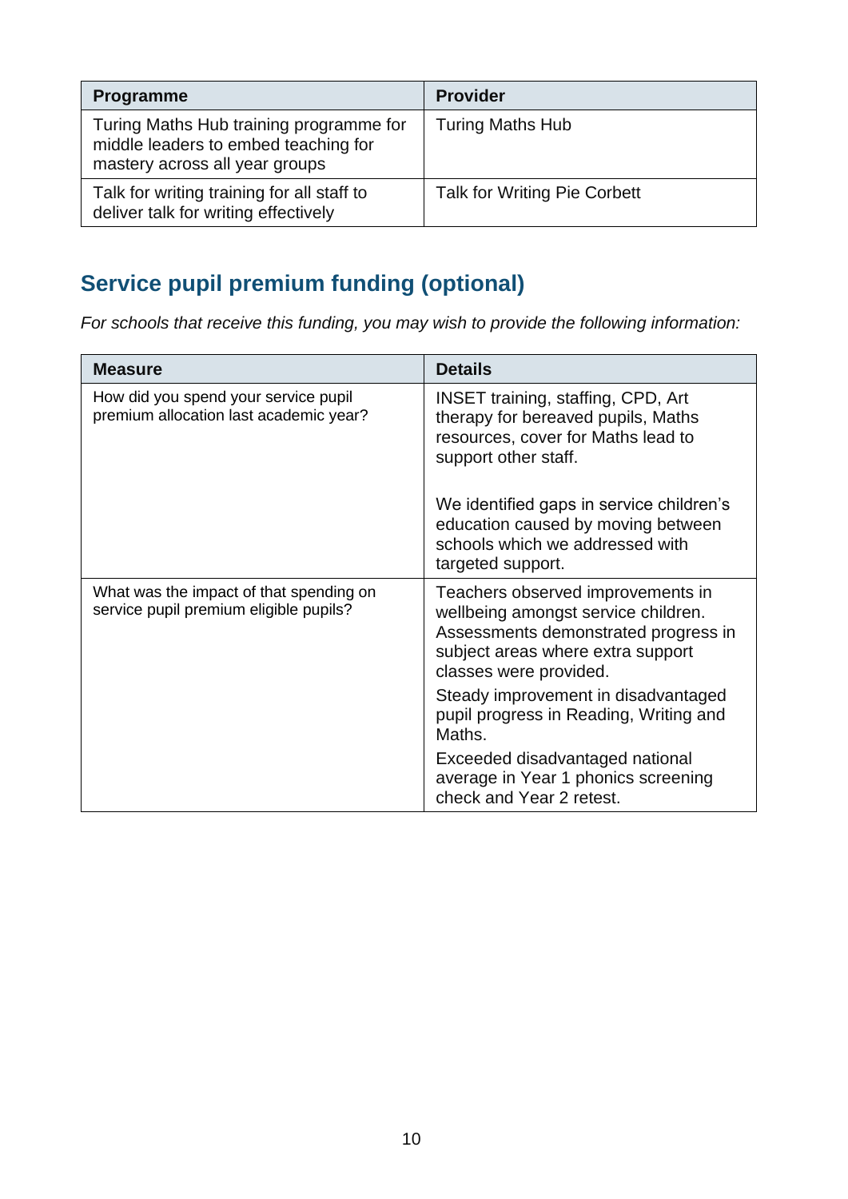| Programme | Provider |
| --- | --- |
| Turing Maths Hub training programme for middle leaders to embed teaching for mastery across all year groups | Turing Maths Hub |
| Talk for writing training for all staff to deliver talk for writing effectively | Talk for Writing Pie Corbett |

## Service pupil premium funding (optional)

*For schools that receive this funding, you may wish to provide the following information:*

| Measure | Details |
| --- | --- |
| How did you spend your service pupil premium allocation last academic year? | INSET training, staffing, CPD, Art therapy for bereaved pupils, Maths resources, cover for Maths lead to support other staff.<br><br>We identified gaps in service children's education caused by moving between schools which we addressed with targeted support. |
| What was the impact of that spending on service pupil premium eligible pupils? | Teachers observed improvements in wellbeing amongst service children. Assessments demonstrated progress in subject areas where extra support classes were provided.<br><br>Steady improvement in disadvantaged pupil progress in Reading, Writing and Maths.<br><br>Exceeded disadvantaged national average in Year 1 phonics screening check and Year 2 retest. |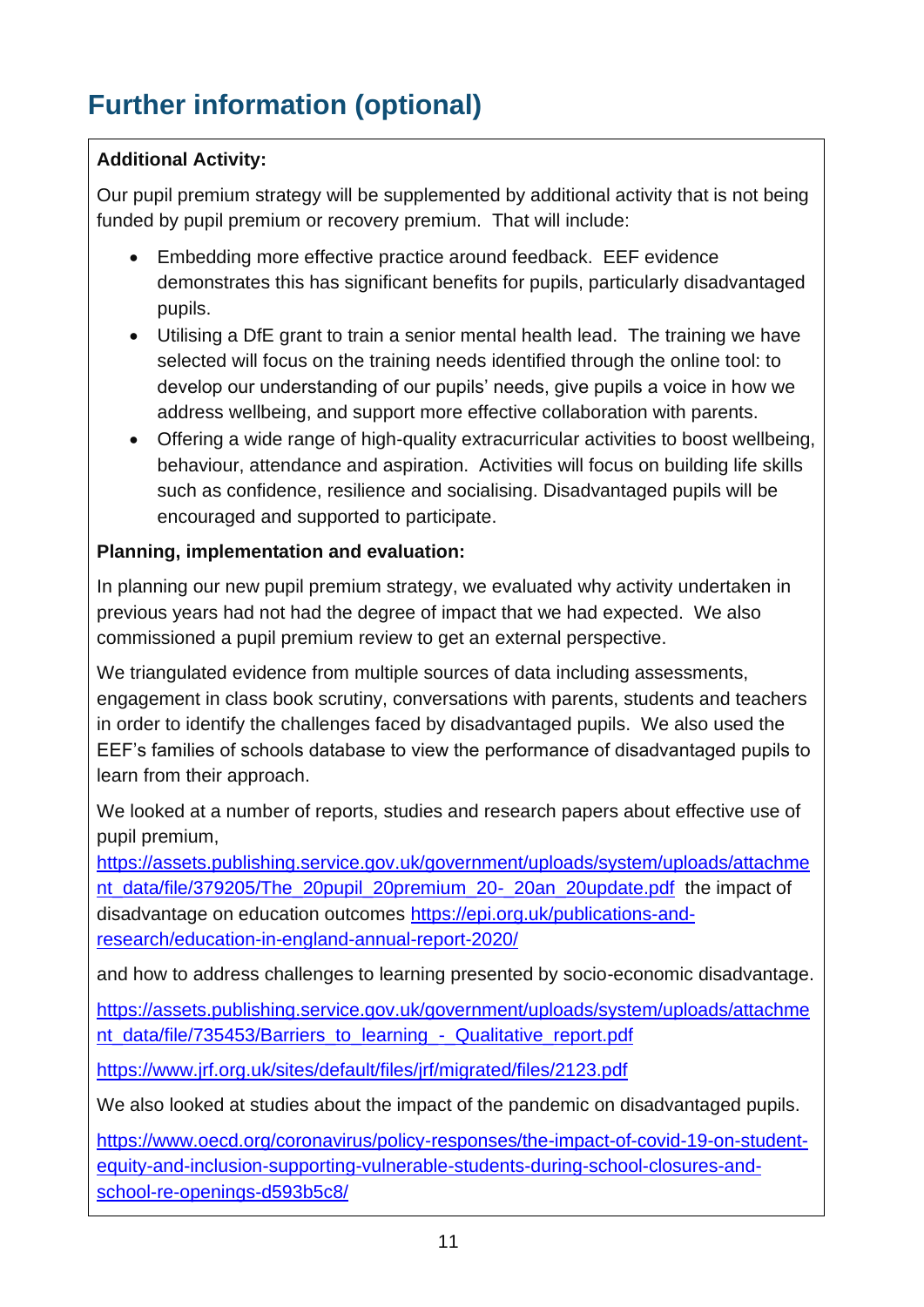# Further information (optional)

**Additional Activity:**

Our pupil premium strategy will be supplemented by additional activity that is not being funded by pupil premium or recovery premium. That will include:

- Embedding more effective practice around feedback. EEF evidence demonstrates this has significant benefits for pupils, particularly disadvantaged pupils.
- Utilising a DfE grant to train a senior mental health lead. The training we have selected will focus on the training needs identified through the online tool: to develop our understanding of our pupils' needs, give pupils a voice in how we address wellbeing, and support more effective collaboration with parents.
- Offering a wide range of high-quality extracurricular activities to boost wellbeing, behaviour, attendance and aspiration. Activities will focus on building life skills such as confidence, resilience and socialising. Disadvantaged pupils will be encouraged and supported to participate.

**Planning, implementation and evaluation:**

In planning our new pupil premium strategy, we evaluated why activity undertaken in previous years had not had the degree of impact that we had expected. We also commissioned a pupil premium review to get an external perspective.

We triangulated evidence from multiple sources of data including assessments, engagement in class book scrutiny, conversations with parents, students and teachers in order to identify the challenges faced by disadvantaged pupils. We also used the EEF's families of schools database to view the performance of disadvantaged pupils to learn from their approach.

We looked at a number of reports, studies and research papers about effective use of pupil premium, https://assets.publishing.service.gov.uk/government/uploads/system/uploads/attachment_data/file/379205/The_20pupil_20premium_20-_20an_20update.pdf the impact of disadvantage on education outcomes https://epi.org.uk/publications-and-research/education-in-england-annual-report-2020/

and how to address challenges to learning presented by socio-economic disadvantage.

https://assets.publishing.service.gov.uk/government/uploads/system/uploads/attachment_data/file/735453/Barriers_to_learning_-_Qualitative_report.pdf

https://www.jrf.org.uk/sites/default/files/jrf/migrated/files/2123.pdf

We also looked at studies about the impact of the pandemic on disadvantaged pupils.

https://www.oecd.org/coronavirus/policy-responses/the-impact-of-covid-19-on-student-equity-and-inclusion-supporting-vulnerable-students-during-school-closures-and-school-re-openings-d593b5c8/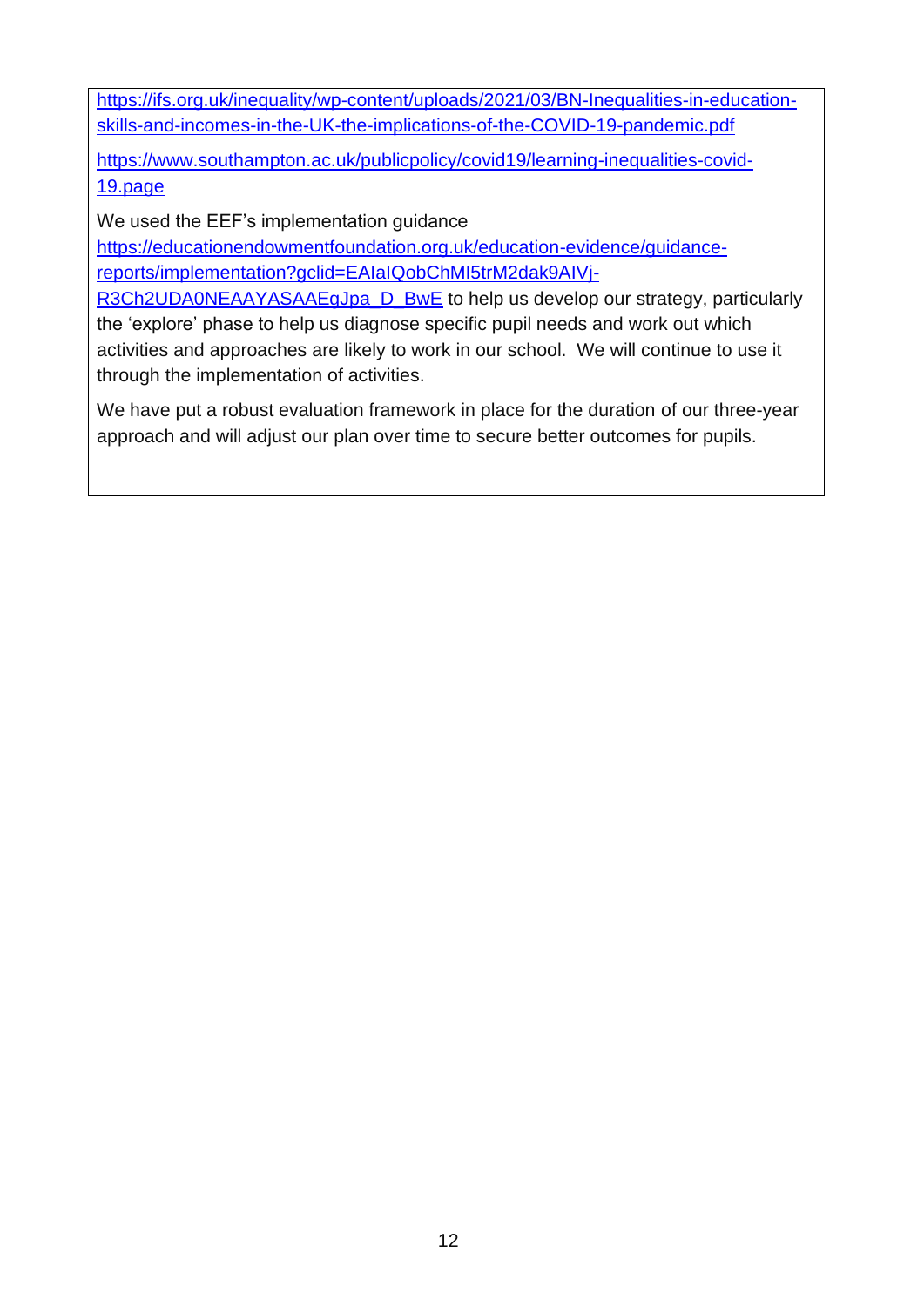https://ifs.org.uk/inequality/wp-content/uploads/2021/03/BN-Inequalities-in-education-skills-and-incomes-in-the-UK-the-implications-of-the-COVID-19-pandemic.pdf

https://www.southampton.ac.uk/publicpolicy/covid19/learning-inequalities-covid-19.page

We used the EEF's implementation guidance https://educationendowmentfoundation.org.uk/education-evidence/guidance-reports/implementation?gclid=EAIaIQobChMI5trM2dak9AIVj-R3Ch2UDA0NEAAYASAAEgJpa_D_BwE to help us develop our strategy, particularly the 'explore' phase to help us diagnose specific pupil needs and work out which activities and approaches are likely to work in our school. We will continue to use it through the implementation of activities.

We have put a robust evaluation framework in place for the duration of our three-year approach and will adjust our plan over time to secure better outcomes for pupils.